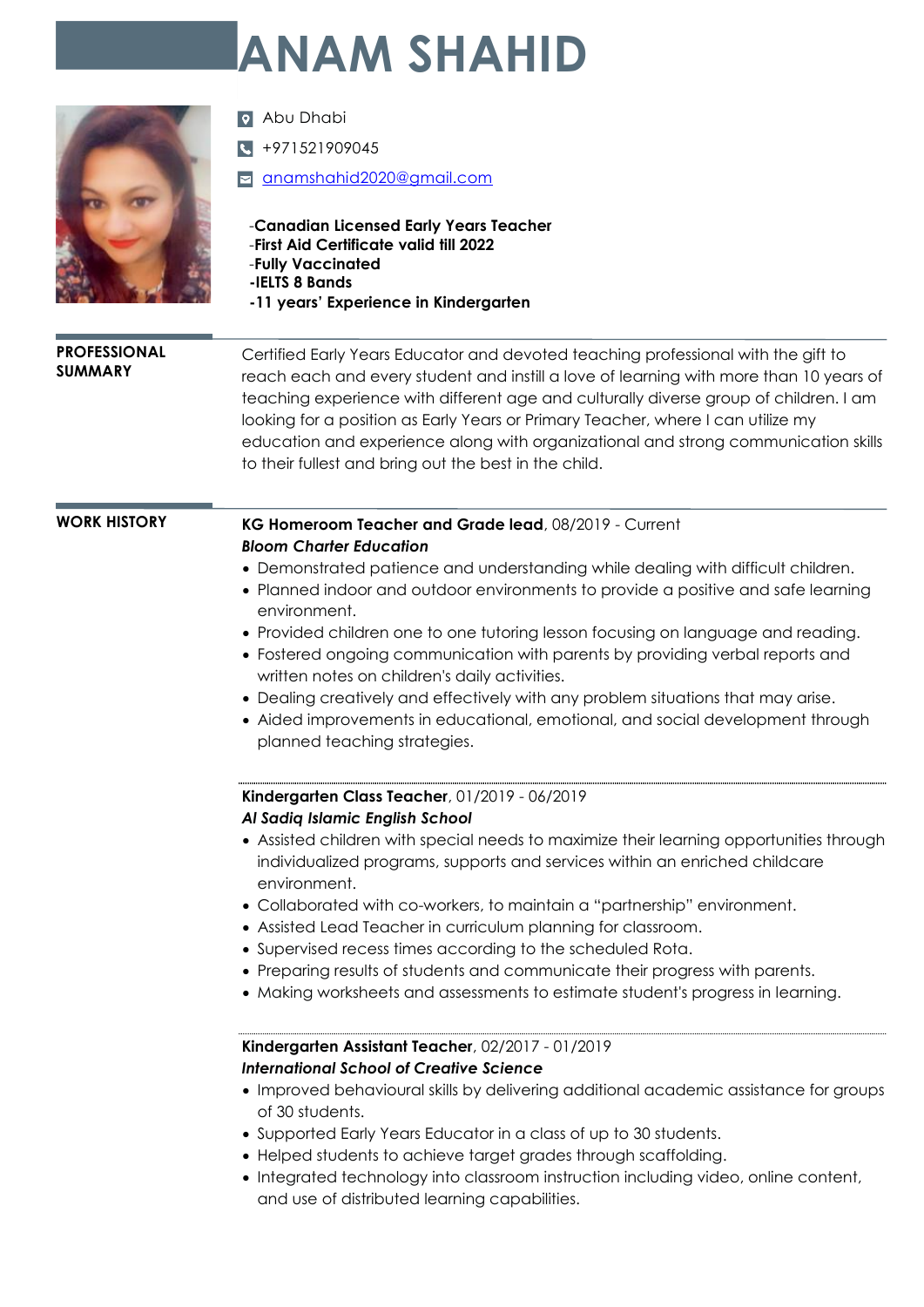# ANAM SHAHID

Abu Dhabi

+971521909045

anamshahid2020@gmail.com

-**Canadian Licensed Early Years Teacher**
-**First Aid Certificate valid till 2022**
-**Fully Vaccinated**
**-IELTS 8 Bands**
**-11 years' Experience in Kindergarten**

## PROFESSIONAL SUMMARY

Certified Early Years Educator and devoted teaching professional with the gift to reach each and every student and instill a love of learning with more than 10 years of teaching experience with different age and culturally diverse group of children. I am looking for a position as Early Years or Primary Teacher, where I can utilize my education and experience along with organizational and strong communication skills to their fullest and bring out the best in the child.

## WORK HISTORY

**KG Homeroom Teacher and Grade lead**, 08/2019 - Current
***Bloom Charter Education***

- Demonstrated patience and understanding while dealing with difficult children.
- Planned indoor and outdoor environments to provide a positive and safe learning environment.
- Provided children one to one tutoring lesson focusing on language and reading.
- Fostered ongoing communication with parents by providing verbal reports and written notes on children's daily activities.
- Dealing creatively and effectively with any problem situations that may arise.
- Aided improvements in educational, emotional, and social development through planned teaching strategies.

**Kindergarten Class Teacher**, 01/2019 - 06/2019
***Al Sadiq Islamic English School***

- Assisted children with special needs to maximize their learning opportunities through individualized programs, supports and services within an enriched childcare environment.
- Collaborated with co-workers, to maintain a "partnership" environment.
- Assisted Lead Teacher in curriculum planning for classroom.
- Supervised recess times according to the scheduled Rota.
- Preparing results of students and communicate their progress with parents.
- Making worksheets and assessments to estimate student's progress in learning.

**Kindergarten Assistant Teacher**, 02/2017 - 01/2019
***International School of Creative Science***

- Improved behavioural skills by delivering additional academic assistance for groups of 30 students.
- Supported Early Years Educator in a class of up to 30 students.
- Helped students to achieve target grades through scaffolding.
- Integrated technology into classroom instruction including video, online content, and use of distributed learning capabilities.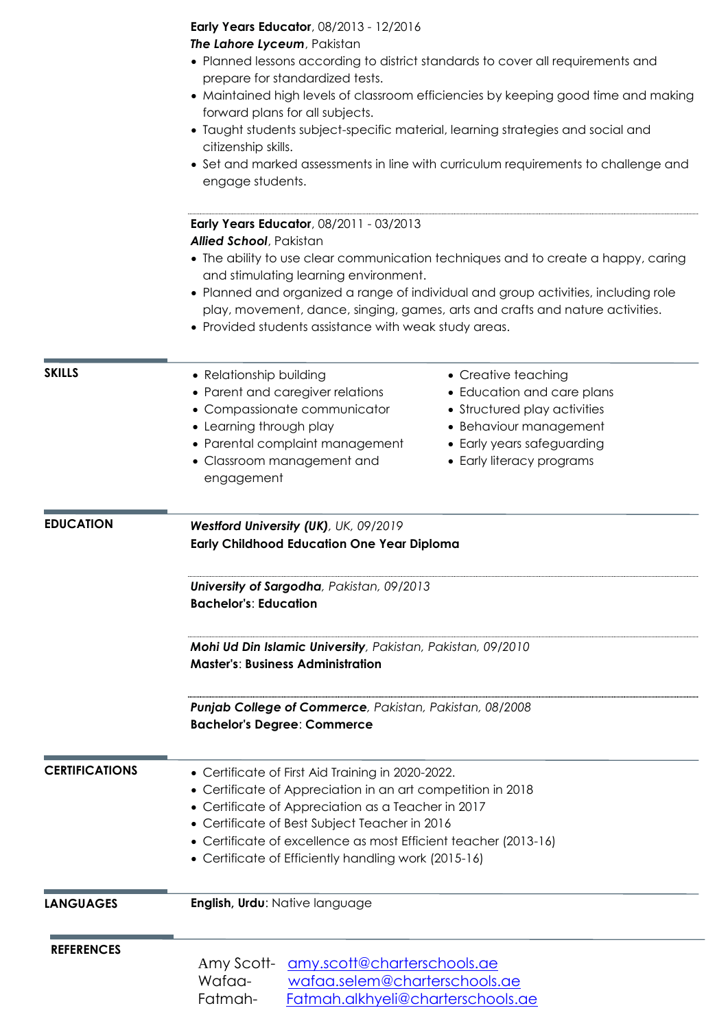**Early Years Educator**, 08/2013 - 12/2016
***The Lahore Lyceum***, Pakistan

- Planned lessons according to district standards to cover all requirements and prepare for standardized tests.
- Maintained high levels of classroom efficiencies by keeping good time and making forward plans for all subjects.
- Taught students subject-specific material, learning strategies and social and citizenship skills.
- Set and marked assessments in line with curriculum requirements to challenge and engage students.

**Early Years Educator**, 08/2011 - 03/2013
***Allied School***, Pakistan

- The ability to use clear communication techniques and to create a happy, caring and stimulating learning environment.
- Planned and organized a range of individual and group activities, including role play, movement, dance, singing, games, arts and crafts and nature activities.
- Provided students assistance with weak study areas.

## SKILLS

- Relationship building
- Parent and caregiver relations
- Compassionate communicator
- Learning through play
- Parental complaint management
- Classroom management and engagement
- Creative teaching
- Education and care plans
- Structured play activities
- Behaviour management
- Early years safeguarding
- Early literacy programs

## EDUCATION

***Westford University (UK)**, UK, 09/2019*
**Early Childhood Education One Year Diploma**

***University of Sargodha**, Pakistan, 09/2013*
**Bachelor's**: **Education**

***Mohi Ud Din Islamic University**, Pakistan, Pakistan, 09/2010*
**Master's**: **Business Administration**

***Punjab College of Commerce**, Pakistan, Pakistan, 08/2008*
**Bachelor's Degree**: **Commerce**

## CERTIFICATIONS

- Certificate of First Aid Training in 2020-2022.
- Certificate of Appreciation in an art competition in 2018
- Certificate of Appreciation as a Teacher in 2017
- Certificate of Best Subject Teacher in 2016
- Certificate of excellence as most Efficient teacher (2013-16)
- Certificate of Efficiently handling work (2015-16)

## LANGUAGES

**English, Urdu**: Native language

## REFERENCES

Amy Scott- amy.scott@charterschools.ae
Wafaa- wafaa.selem@charterschools.ae
Fatmah- Fatmah.alkhyeli@charterschools.ae